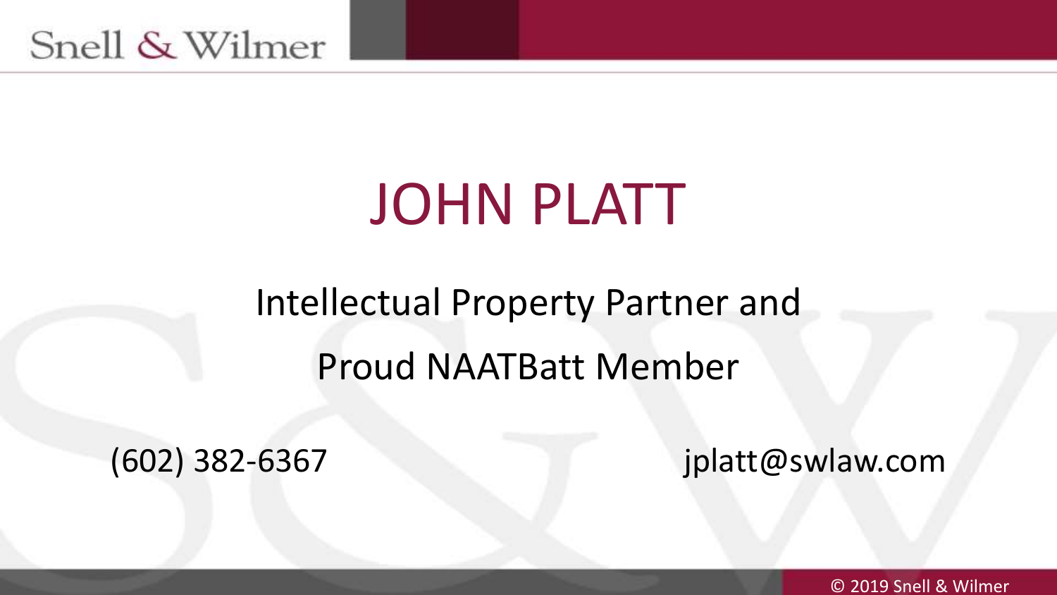Snell & Wilmer

# JOHN PLATT

Intellectual Property Partner and

Proud NAATBatt Member

(602) 382-6367

jplatt@swlaw.com

© 2019 Snell & Wilmer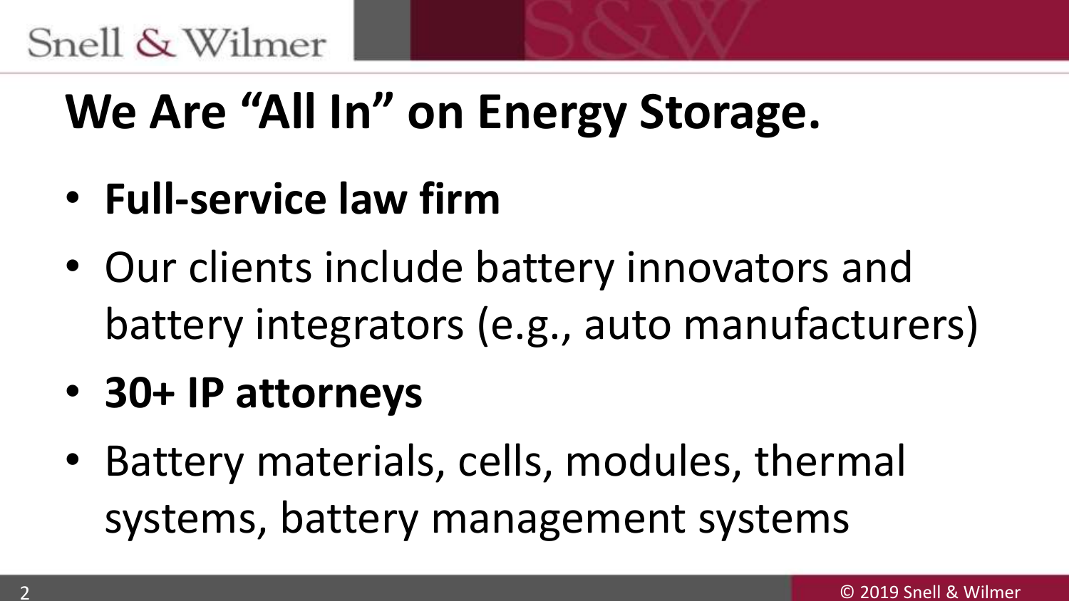# We Are "All In" on Energy Storage.

- **Full-service law firm**
- Our clients include battery innovators and battery integrators (e.g., auto manufacturers)
- **30+ IP attorneys**
- Battery materials, cells, modules, thermal systems, battery management systems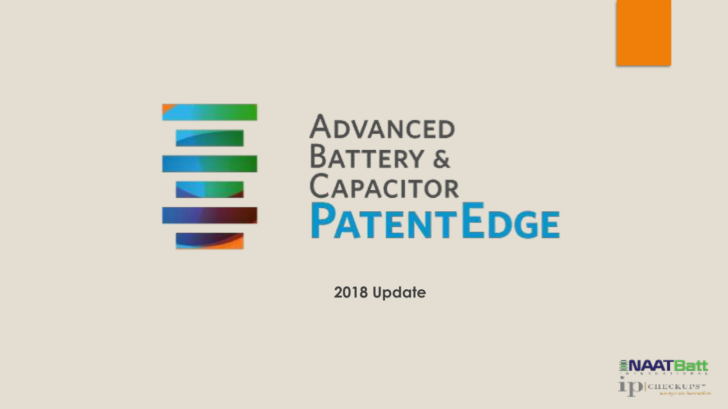# Advanced Battery & Capacitor PatentEdge

**2018 Update**

NAATBatt International

ip|checkups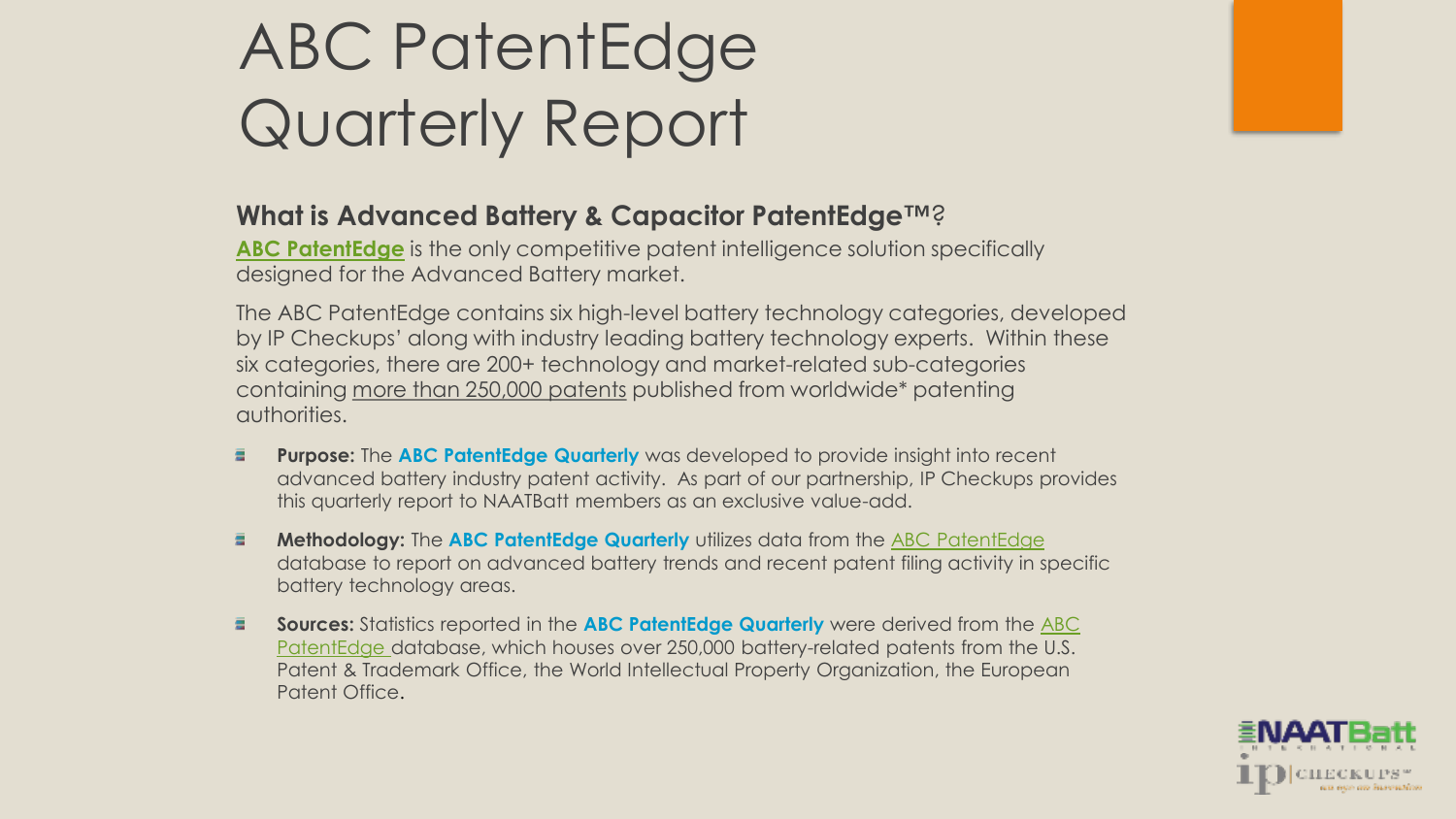# ABC PatentEdge Quarterly Report

## What is Advanced Battery & Capacitor PatentEdge™?

**ABC PatentEdge** is the only competitive patent intelligence solution specifically designed for the Advanced Battery market.

The ABC PatentEdge contains six high-level battery technology categories, developed by IP Checkups' along with industry leading battery technology experts. Within these six categories, there are 200+ technology and market-related sub-categories containing more than 250,000 patents published from worldwide* patenting authorities.

- **Purpose:** The **ABC PatentEdge Quarterly** was developed to provide insight into recent advanced battery industry patent activity. As part of our partnership, IP Checkups provides this quarterly report to NAATBatt members as an exclusive value-add.
- **Methodology:** The **ABC PatentEdge Quarterly** utilizes data from the ABC PatentEdge database to report on advanced battery trends and recent patent filing activity in specific battery technology areas.
- **Sources:** Statistics reported in the **ABC PatentEdge Quarterly** were derived from the ABC PatentEdge database, which houses over 250,000 battery-related patents from the U.S. Patent & Trademark Office, the World Intellectual Property Organization, the European Patent Office.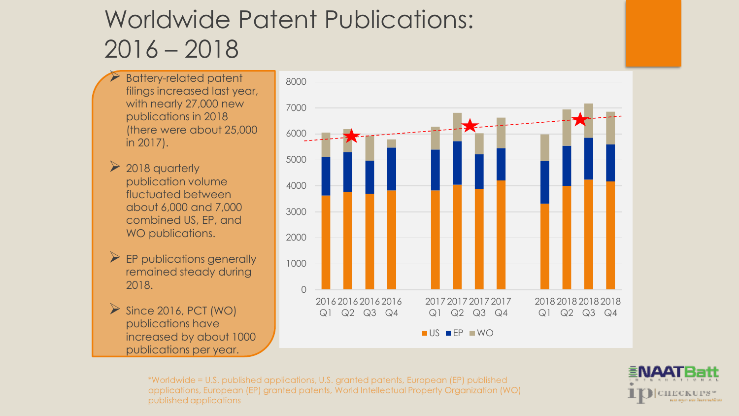# Worldwide Patent Publications: 2016 – 2018

- Battery-related patent filings increased last year, with nearly 27,000 new publications in 2018 (there were about 25,000 in 2017).
- 2018 quarterly publication volume fluctuated between about 6,000 and 7,000 combined US, EP, and WO publications.
- EP publications generally remained steady during 2018.
- Since 2016, PCT (WO) publications have increased by about 1000 publications per year.

*Worldwide = U.S. published applications, U.S. granted patents, European (EP) published applications, European (EP) granted patents, World Intellectual Property Organization (WO) published applications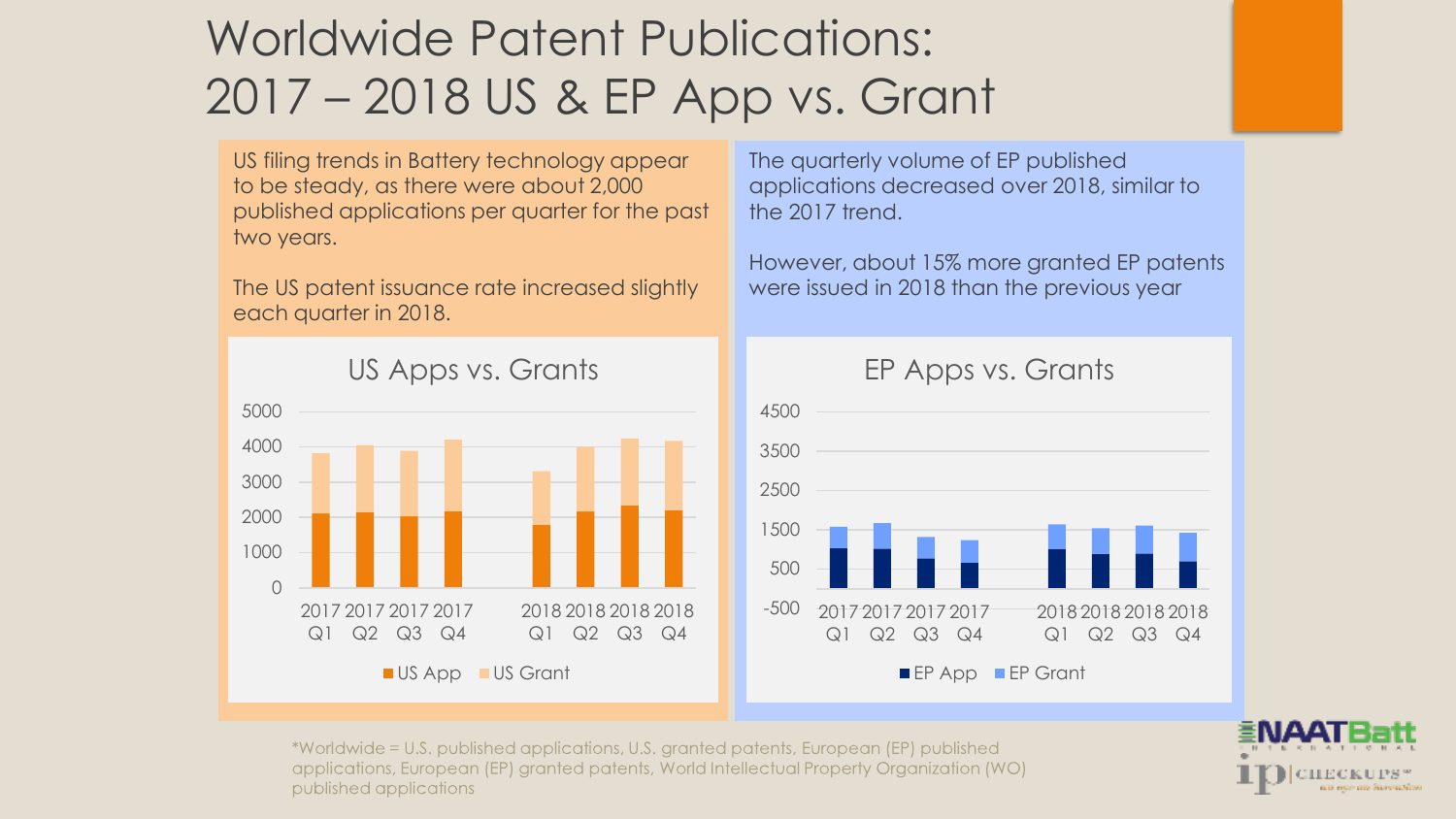# Worldwide Patent Publications: 2017 – 2018 US & EP App vs. Grant

US filing trends in Battery technology appear to be steady, as there were about 2,000 published applications per quarter for the past two years.

The US patent issuance rate increased slightly each quarter in 2018.

**US Apps vs. Grants**

Legend: US App, US Grant

Y-axis: 0, 1000, 2000, 3000, 4000, 5000

X-axis: 2017 Q1, 2017 Q2, 2017 Q3, 2017 Q4, 2018 Q1, 2018 Q2, 2018 Q3, 2018 Q4

The quarterly volume of EP published applications decreased over 2018, similar to the 2017 trend.

However, about 15% more granted EP patents were issued in 2018 than the previous year

**EP Apps vs. Grants**

Legend: EP App, EP Grant

Y-axis: -500, 500, 1500, 2500, 3500, 4500

X-axis: 2017 Q1, 2017 Q2, 2017 Q3, 2017 Q4, 2018 Q1, 2018 Q2, 2018 Q3, 2018 Q4

*Worldwide = U.S. published applications, U.S. granted patents, European (EP) published applications, European (EP) granted patents, World Intellectual Property Organization (WO) published applications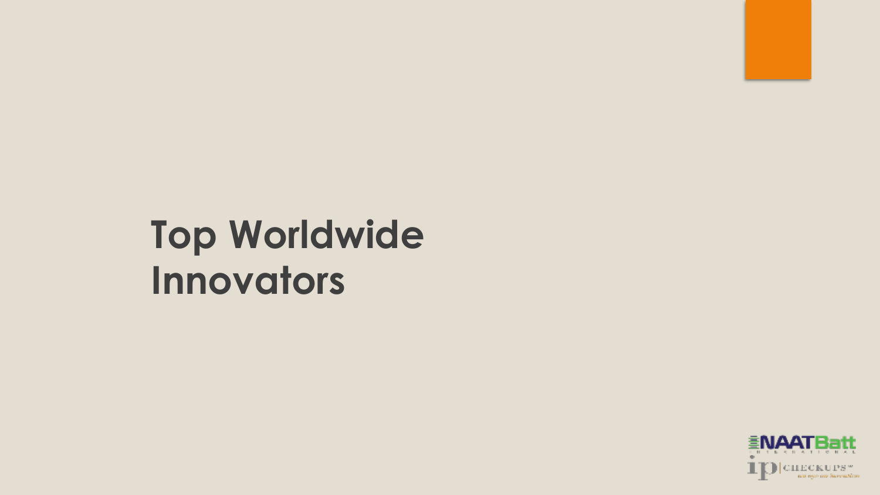# Top Worldwide Innovators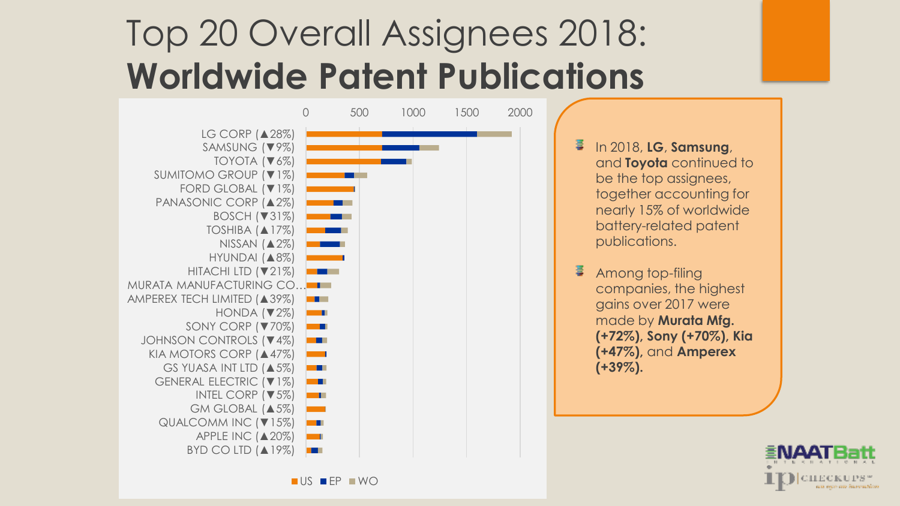# Top 20 Overall Assignees 2018: **Worldwide Patent Publications**

- LG CORP (▲28%)
- SAMSUNG (▼9%)
- TOYOTA (▼6%)
- SUMITOMO GROUP (▼1%)
- FORD GLOBAL (▼1%)
- PANASONIC CORP (▲2%)
- BOSCH (▼31%)
- TOSHIBA (▲17%)
- NISSAN (▲2%)
- HYUNDAI (▲8%)
- HITACHI LTD (▼21%)
- MURATA MANUFACTURING CO…
- AMPEREX TECH LIMITED (▲39%)
- HONDA (▼2%)
- SONY CORP (▼70%)
- JOHNSON CONTROLS (▼4%)
- KIA MOTORS CORP (▲47%)
- GS YUASA INT LTD (▲5%)
- GENERAL ELECTRIC (▼1%)
- INTEL CORP (▼5%)
- GM GLOBAL (▲5%)
- QUALCOMM INC (▼15%)
- APPLE INC (▲20%)
- BYD CO LTD (▲19%)

Legend: US, EP, WO (axis: 0–2000)

- In 2018, **LG**, **Samsung**, and **Toyota** continued to be the top assignees, together accounting for nearly 15% of worldwide battery-related patent publications.
- Among top-filing companies, the highest gains over 2017 were made by **Murata Mfg. (+72%), Sony (+70%), Kia (+47%),** and **Amperex (+39%).**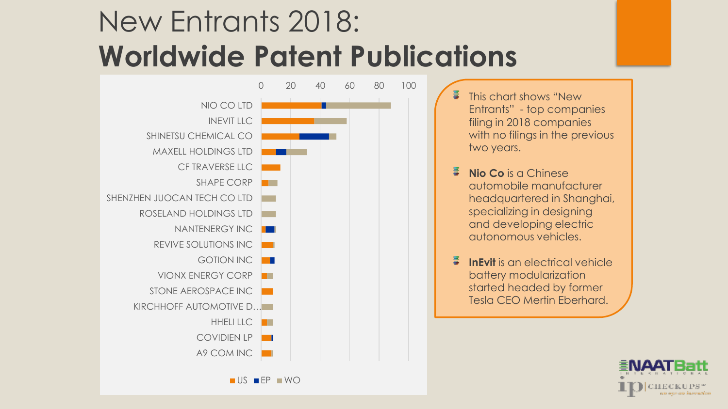# New Entrants 2018: **Worldwide Patent Publications**

- This chart shows "New Entrants" - top companies filing in 2018 companies with no filings in the previous two years.
- **Nio Co** is a Chinese automobile manufacturer headquartered in Shanghai, specializing in designing and developing electric autonomous vehicles.
- **InEvit** is an electrical vehicle battery modularization started headed by former Tesla CEO Mertin Eberhard.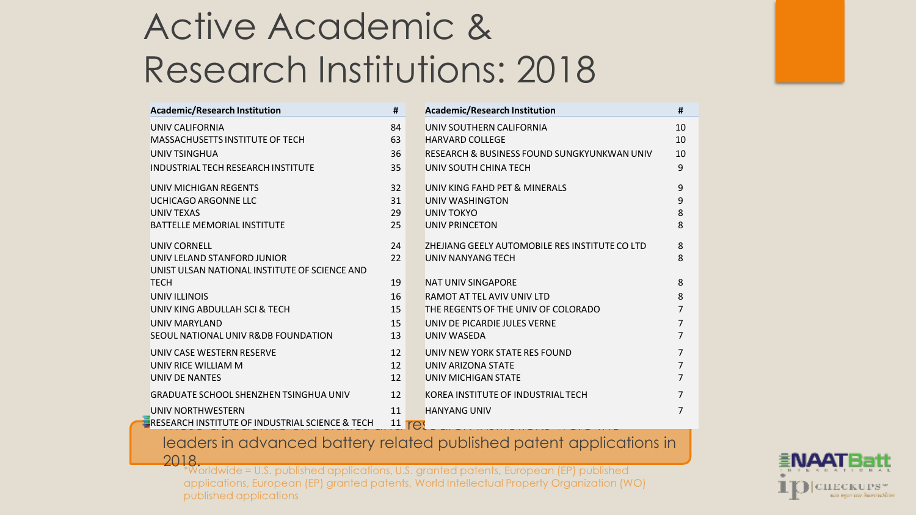# Active Academic & Research Institutions: 2018

| Academic/Research Institution | # | Academic/Research Institution | # |
|---|---|---|---|
| UNIV CALIFORNIA | 84 | UNIV SOUTHERN CALIFORNIA | 10 |
| MASSACHUSETTS INSTITUTE OF TECH | 63 | HARVARD COLLEGE | 10 |
| UNIV TSINGHUA | 36 | RESEARCH & BUSINESS FOUND SUNGKYUNKWAN UNIV | 10 |
| INDUSTRIAL TECH RESEARCH INSTITUTE | 35 | UNIV SOUTH CHINA TECH | 9 |
| UNIV MICHIGAN REGENTS | 32 | UNIV KING FAHD PET & MINERALS | 9 |
| UCHICAGO ARGONNE LLC | 31 | UNIV WASHINGTON | 9 |
| UNIV TEXAS | 29 | UNIV TOKYO | 8 |
| BATTELLE MEMORIAL INSTITUTE | 25 | UNIV PRINCETON | 8 |
| UNIV CORNELL | 24 | ZHEJIANG GEELY AUTOMOBILE RES INSTITUTE CO LTD | 8 |
| UNIV LELAND STANFORD JUNIOR | 22 | UNIV NANYANG TECH | 8 |
| UNIST ULSAN NATIONAL INSTITUTE OF SCIENCE AND TECH | 19 | NAT UNIV SINGAPORE | 8 |
| UNIV ILLINOIS | 16 | RAMOT AT TEL AVIV UNIV LTD | 8 |
| UNIV KING ABDULLAH SCI & TECH | 15 | THE REGENTS OF THE UNIV OF COLORADO | 7 |
| UNIV MARYLAND | 15 | UNIV DE PICARDIE JULES VERNE | 7 |
| SEOUL NATIONAL UNIV R&DB FOUNDATION | 13 | UNIV WASEDA | 7 |
| UNIV CASE WESTERN RESERVE | 12 | UNIV NEW YORK STATE RES FOUND | 7 |
| UNIV RICE WILLIAM M | 12 | UNIV ARIZONA STATE | 7 |
| UNIV DE NANTES | 12 | UNIV MICHIGAN STATE | 7 |
| GRADUATE SCHOOL SHENZHEN TSINGHUA UNIV | 12 | KOREA INSTITUTE OF INDUSTRIAL TECH | 7 |
| UNIV NORTHWESTERN | 11 | HANYANG UNIV | 7 |
| RESEARCH INSTITUTE OF INDUSTRIAL SCIENCE & TECH | 11 | | |

These academic institutions and research institutions were the leaders in advanced battery related published patent applications in 2018.

*Worldwide = U.S. published applications, U.S. granted patents, European (EP) published applications, European (EP) granted patents, World Intellectual Property Organization (WO) published applications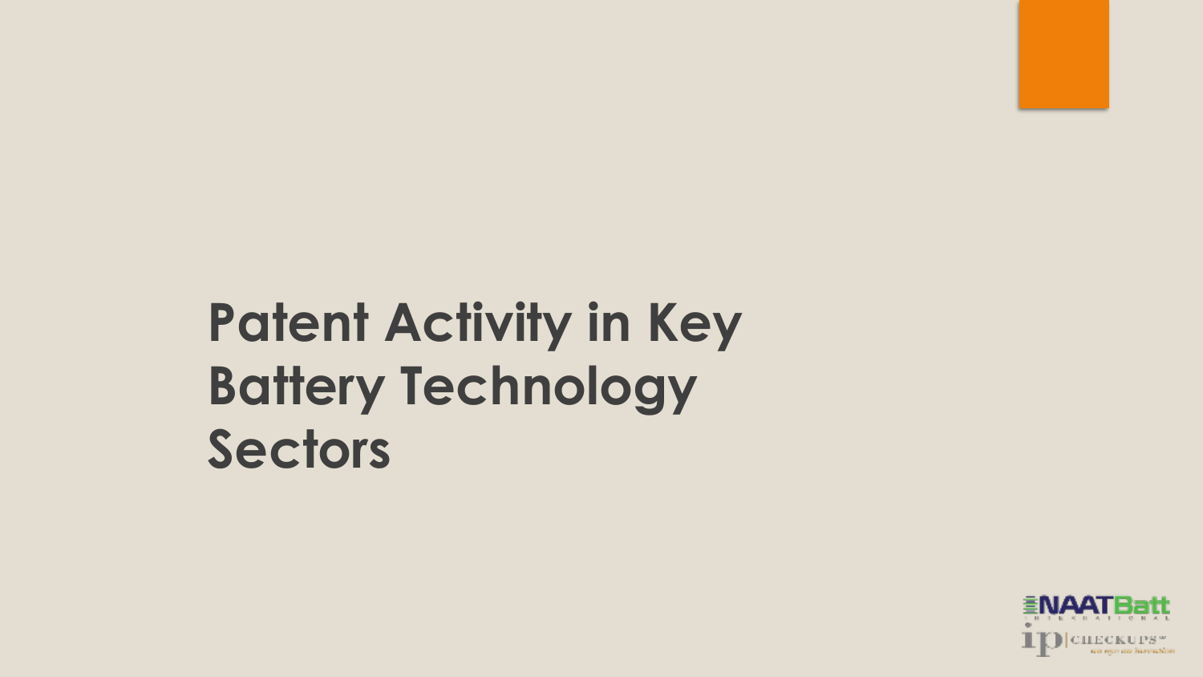# Patent Activity in Key Battery Technology Sectors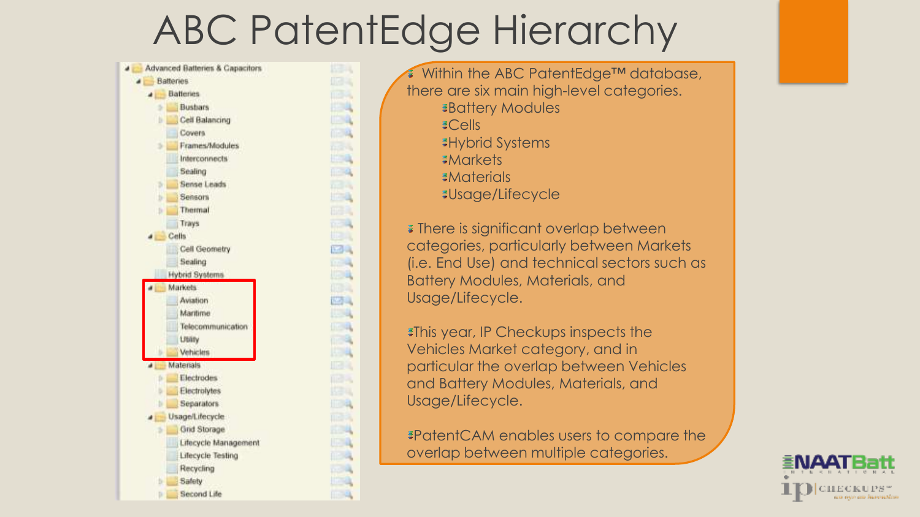# ABC PatentEdge Hierarchy

- Advanced Batteries & Capacitors
  - Batteries
    - Batteries
      - Busbars
      - Cell Balancing
      - Covers
      - Frames/Modules
      - Interconnects
      - Sealing
      - Sense Leads
      - Sensors
      - Thermal
      - Trays
    - Cells
      - Cell Geometry
      - Sealing
    - Hybrid Systems
    - Markets
      - Aviation
      - Maritime
      - Telecommunication
      - Utility
      - Vehicles
    - Materials
      - Electrodes
      - Electrolytes
      - Separators
    - Usage/Lifecycle
      - Grid Storage
      - Lifecycle Management
      - Lifecycle Testing
      - Recycling
      - Safety
      - Second Life

- Within the ABC PatentEdge™ database, there are six main high-level categories.
  - Battery Modules
  - Cells
  - Hybrid Systems
  - Markets
  - Materials
  - Usage/Lifecycle
- There is significant overlap between categories, particularly between Markets (i.e. End Use) and technical sectors such as Battery Modules, Materials, and Usage/Lifecycle.
- This year, IP Checkups inspects the Vehicles Market category, and in particular the overlap between Vehicles and Battery Modules, Materials, and Usage/Lifecycle.
- PatentCAM enables users to compare the overlap between multiple categories.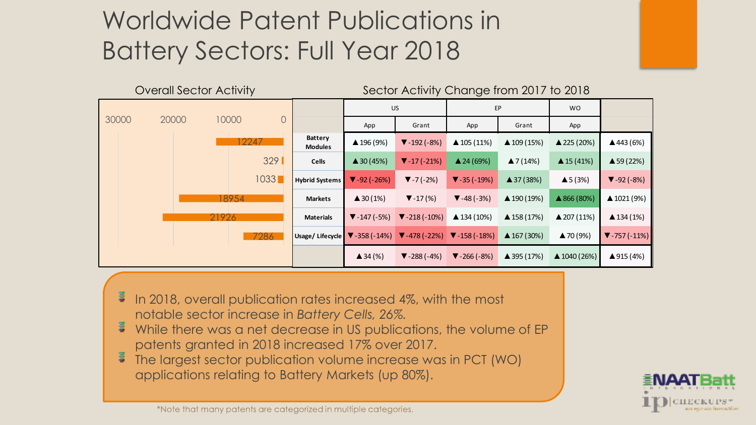# Worldwide Patent Publications in Battery Sectors: Full Year 2018

## Overall Sector Activity

| Sector | Overall Activity |
|---|---|
| Battery Modules | 12247 |
| Cells | 329 |
| Hybrid Systems | 1033 |
| Markets | 18954 |
| Materials | 21926 |
| Usage/ Lifecycle | 7286 |

## Sector Activity Change from 2017 to 2018

| | US | | EP | | WO | |
|---|---|---|---|---|---|---|
| | App | Grant | App | Grant | App | |
| Battery Modules | ▲196 (9%) | ▼-192 (-8%) | ▲105 (11%) | ▲109 (15%) | ▲225 (20%) | ▲443 (6%) |
| Cells | ▲30 (45%) | ▼-17 (-21%) | ▲24 (69%) | ▲7 (14%) | ▲15 (41%) | ▲59 (22%) |
| Hybrid Systems | ▼-92 (-26%) | ▼-7 (-2%) | ▼-35 (-19%) | ▲37 (38%) | ▲5 (3%) | ▼-92 (-8%) |
| Markets | ▲30 (1%) | ▼-17 (%) | ▼-48 (-3%) | ▲190 (19%) | ▲866 (80%) | ▲1021 (9%) |
| Materials | ▼-147 (-5%) | ▼-218 (-10%) | ▲134 (10%) | ▲158 (17%) | ▲207 (11%) | ▲134 (1%) |
| Usage/ Lifecycle | ▼-358 (-14%) | ▼-478 (-22%) | ▼-158 (-18%) | ▲167 (30%) | ▲70 (9%) | ▼-757 (-11%) |
| | ▲34 (%) | ▼-288 (-4%) | ▼-266 (-8%) | ▲395 (17%) | ▲1040 (26%) | ▲915 (4%) |

- In 2018, overall publication rates increased 4%, with the most notable sector increase in *Battery Cells, 26%.*
- While there was a net decrease in US publications, the volume of EP patents granted in 2018 increased 17% over 2017.
- The largest sector publication volume increase was in PCT (WO) applications relating to Battery Markets (up 80%).

*Note that many patents are categorized in multiple categories.

NAATBatt International | ip CHECKUPS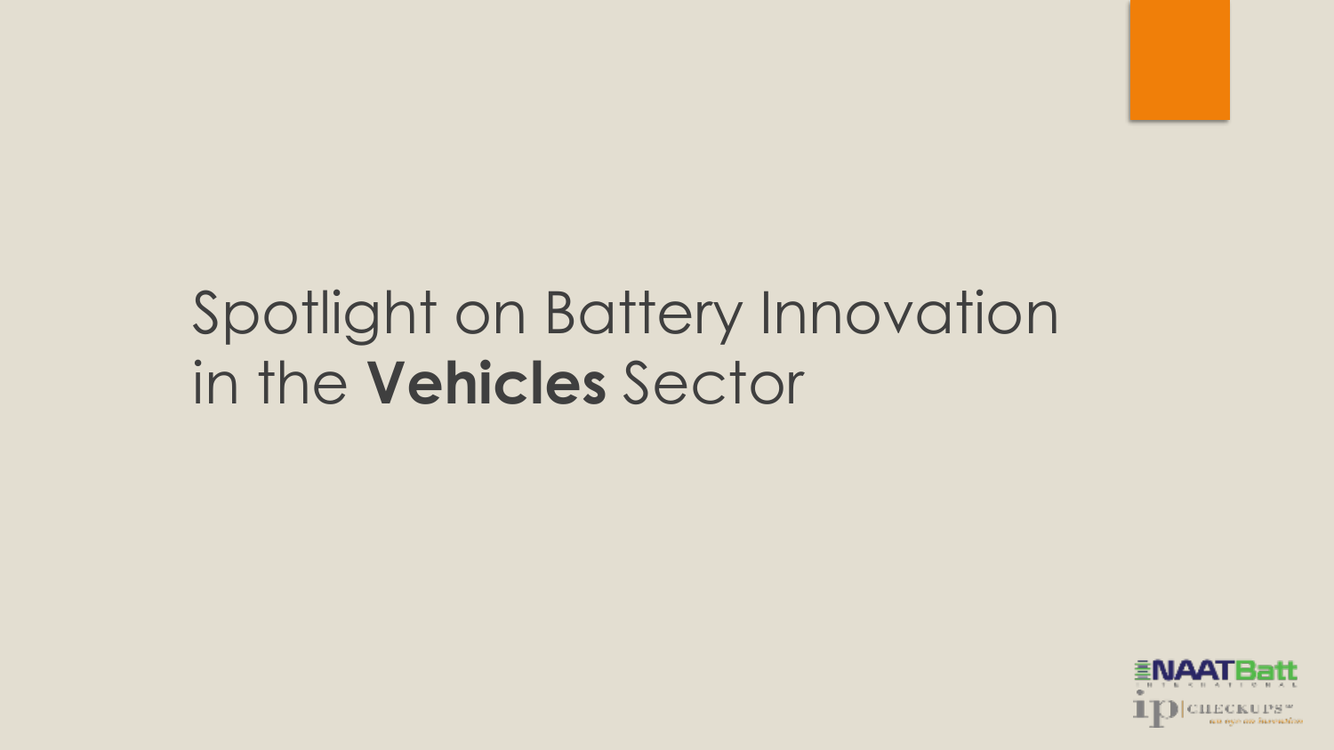# Spotlight on Battery Innovation in the **Vehicles** Sector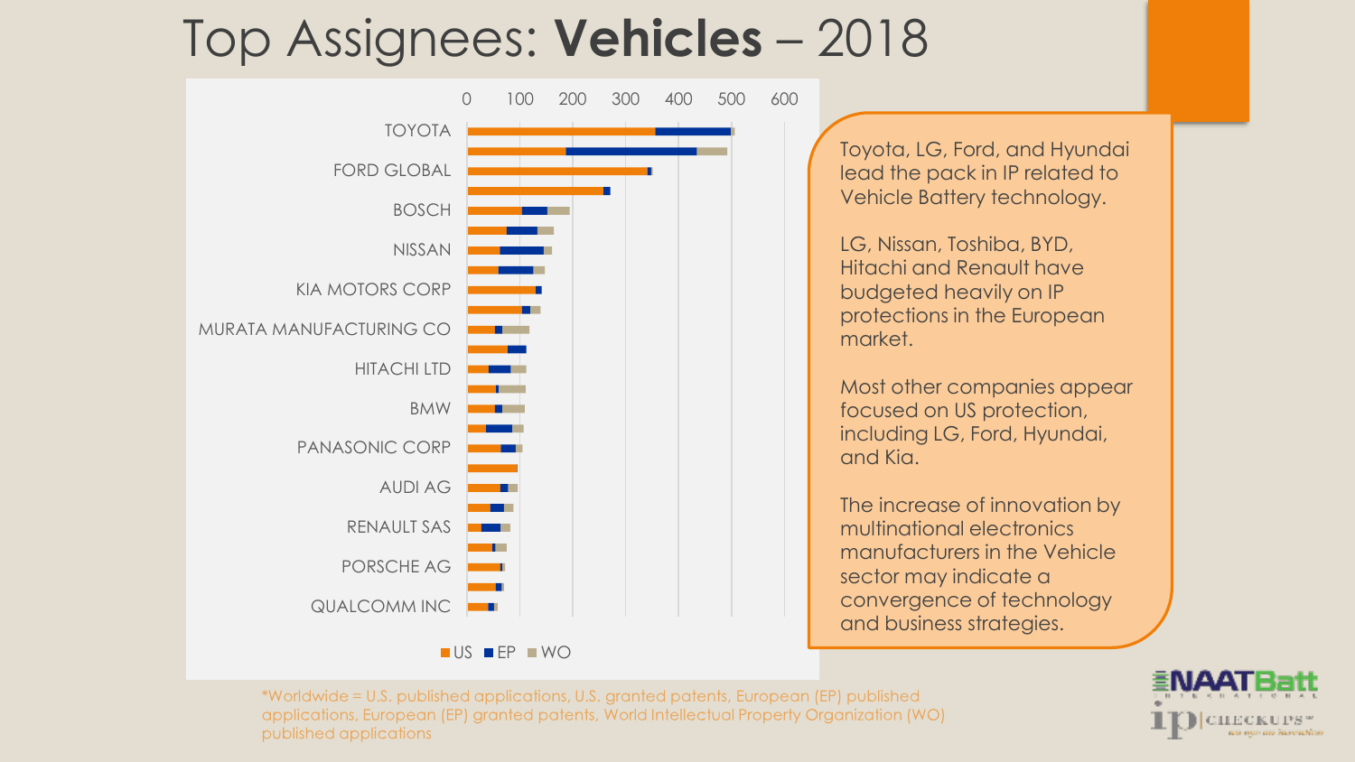# Top Assignees: **Vehicles** – 2018

TOYOTA
FORD GLOBAL
BOSCH
NISSAN
KIA MOTORS CORP
MURATA MANUFACTURING CO
HITACHI LTD
BMW
PANASONIC CORP
AUDI AG
RENAULT SAS
PORSCHE AG
QUALCOMM INC

0 100 200 300 400 500 600

US EP WO

Toyota, LG, Ford, and Hyundai lead the pack in IP related to Vehicle Battery technology.

LG, Nissan, Toshiba, BYD, Hitachi and Renault have budgeted heavily on IP protections in the European market.

Most other companies appear focused on US protection, including LG, Ford, Hyundai, and Kia.

The increase of innovation by multinational electronics manufacturers in the Vehicle sector may indicate a convergence of technology and business strategies.

*Worldwide = U.S. published applications, U.S. granted patents, European (EP) published applications, European (EP) granted patents, World Intellectual Property Organization (WO) published applications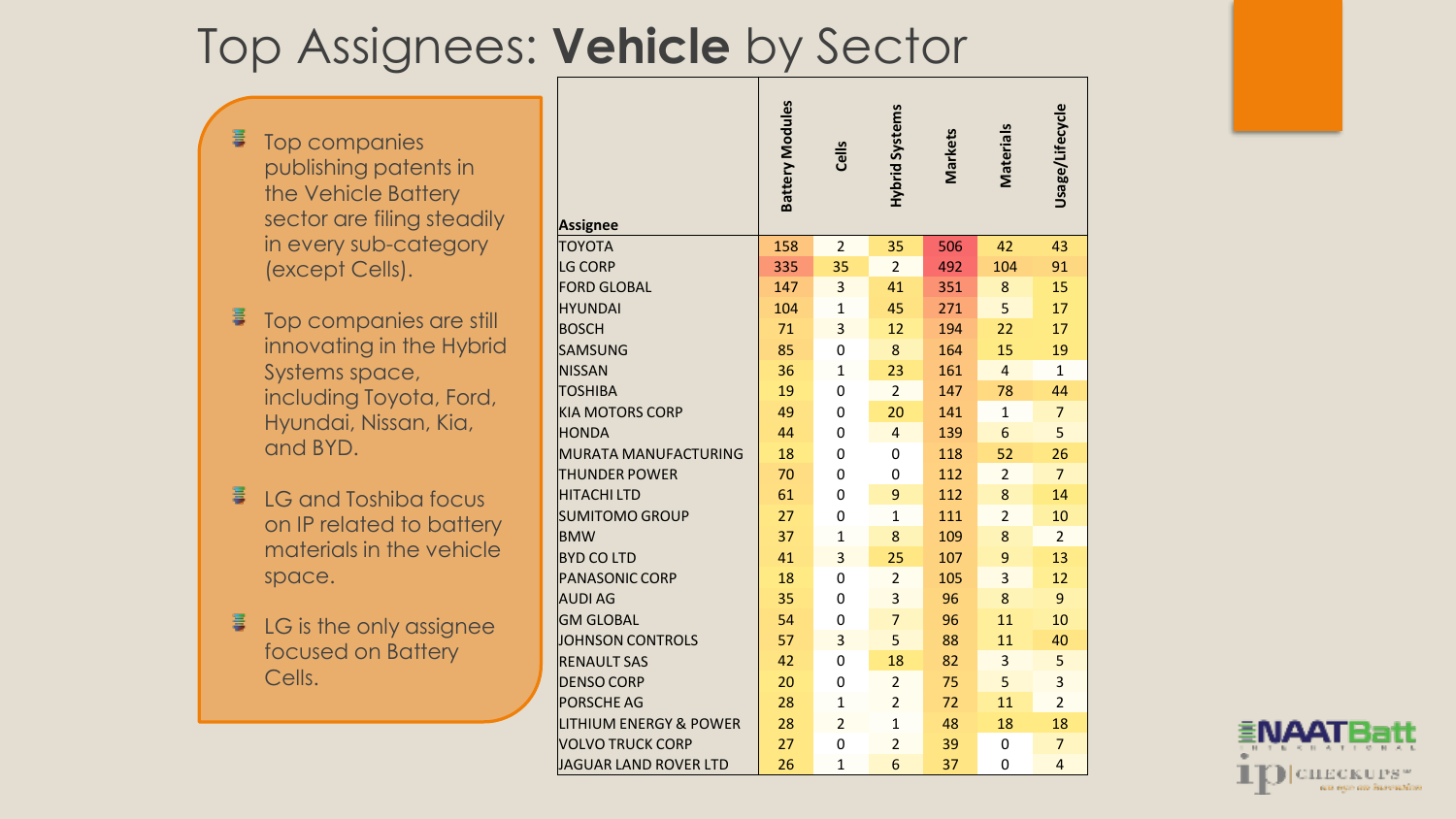# Top Assignees: **Vehicle** by Sector

- Top companies publishing patents in the Vehicle Battery sector are filing steadily in every sub-category (except Cells).
- Top companies are still innovating in the Hybrid Systems space, including Toyota, Ford, Hyundai, Nissan, Kia, and BYD.
- LG and Toshiba focus on IP related to battery materials in the vehicle space.
- LG is the only assignee focused on Battery Cells.

| Assignee | Battery Modules | Cells | Hybrid Systems | Markets | Materials | Usage/Lifecycle |
|---|---|---|---|---|---|---|
| TOYOTA | 158 | 2 | 35 | 506 | 42 | 43 |
| LG CORP | 335 | 35 | 2 | 492 | 104 | 91 |
| FORD GLOBAL | 147 | 3 | 41 | 351 | 8 | 15 |
| HYUNDAI | 104 | 1 | 45 | 271 | 5 | 17 |
| BOSCH | 71 | 3 | 12 | 194 | 22 | 17 |
| SAMSUNG | 85 | 0 | 8 | 164 | 15 | 19 |
| NISSAN | 36 | 1 | 23 | 161 | 4 | 1 |
| TOSHIBA | 19 | 0 | 2 | 147 | 78 | 44 |
| KIA MOTORS CORP | 49 | 0 | 20 | 141 | 1 | 7 |
| HONDA | 44 | 0 | 4 | 139 | 6 | 5 |
| MURATA MANUFACTURING | 18 | 0 | 0 | 118 | 52 | 26 |
| THUNDER POWER | 70 | 0 | 0 | 112 | 2 | 7 |
| HITACHI LTD | 61 | 0 | 9 | 112 | 8 | 14 |
| SUMITOMO GROUP | 27 | 0 | 1 | 111 | 2 | 10 |
| BMW | 37 | 1 | 8 | 109 | 8 | 2 |
| BYD CO LTD | 41 | 3 | 25 | 107 | 9 | 13 |
| PANASONIC CORP | 18 | 0 | 2 | 105 | 3 | 12 |
| AUDI AG | 35 | 0 | 3 | 96 | 8 | 9 |
| GM GLOBAL | 54 | 0 | 7 | 96 | 11 | 10 |
| JOHNSON CONTROLS | 57 | 3 | 5 | 88 | 11 | 40 |
| RENAULT SAS | 42 | 0 | 18 | 82 | 3 | 5 |
| DENSO CORP | 20 | 0 | 2 | 75 | 5 | 3 |
| PORSCHE AG | 28 | 1 | 2 | 72 | 11 | 2 |
| LITHIUM ENERGY & POWER | 28 | 2 | 1 | 48 | 18 | 18 |
| VOLVO TRUCK CORP | 27 | 0 | 2 | 39 | 0 | 7 |
| JAGUAR LAND ROVER LTD | 26 | 1 | 6 | 37 | 0 | 4 |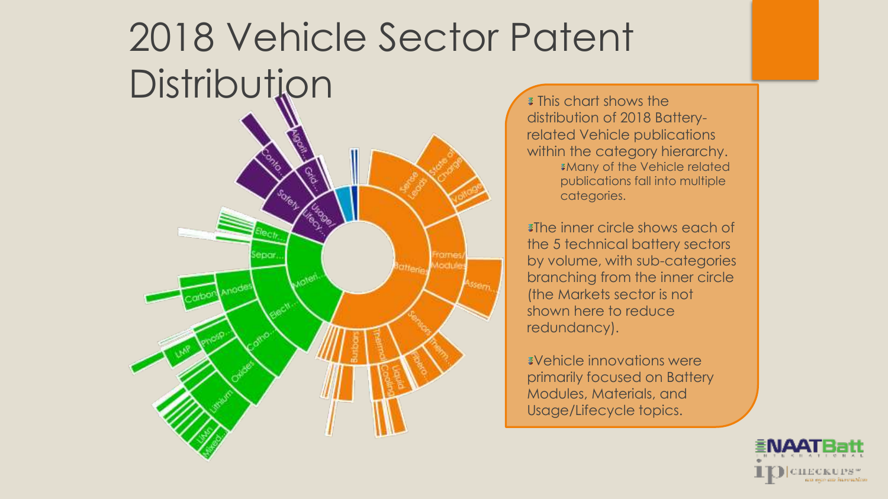# 2018 Vehicle Sector Patent Distribution

- This chart shows the distribution of 2018 Battery-related Vehicle publications within the category hierarchy.
  - Many of the Vehicle related publications fall into multiple categories.
- The inner circle shows each of the 5 technical battery sectors by volume, with sub-categories branching from the inner circle (the Markets sector is not shown here to reduce redundancy).
- Vehicle innovations were primarily focused on Battery Modules, Materials, and Usage/Lifecycle topics.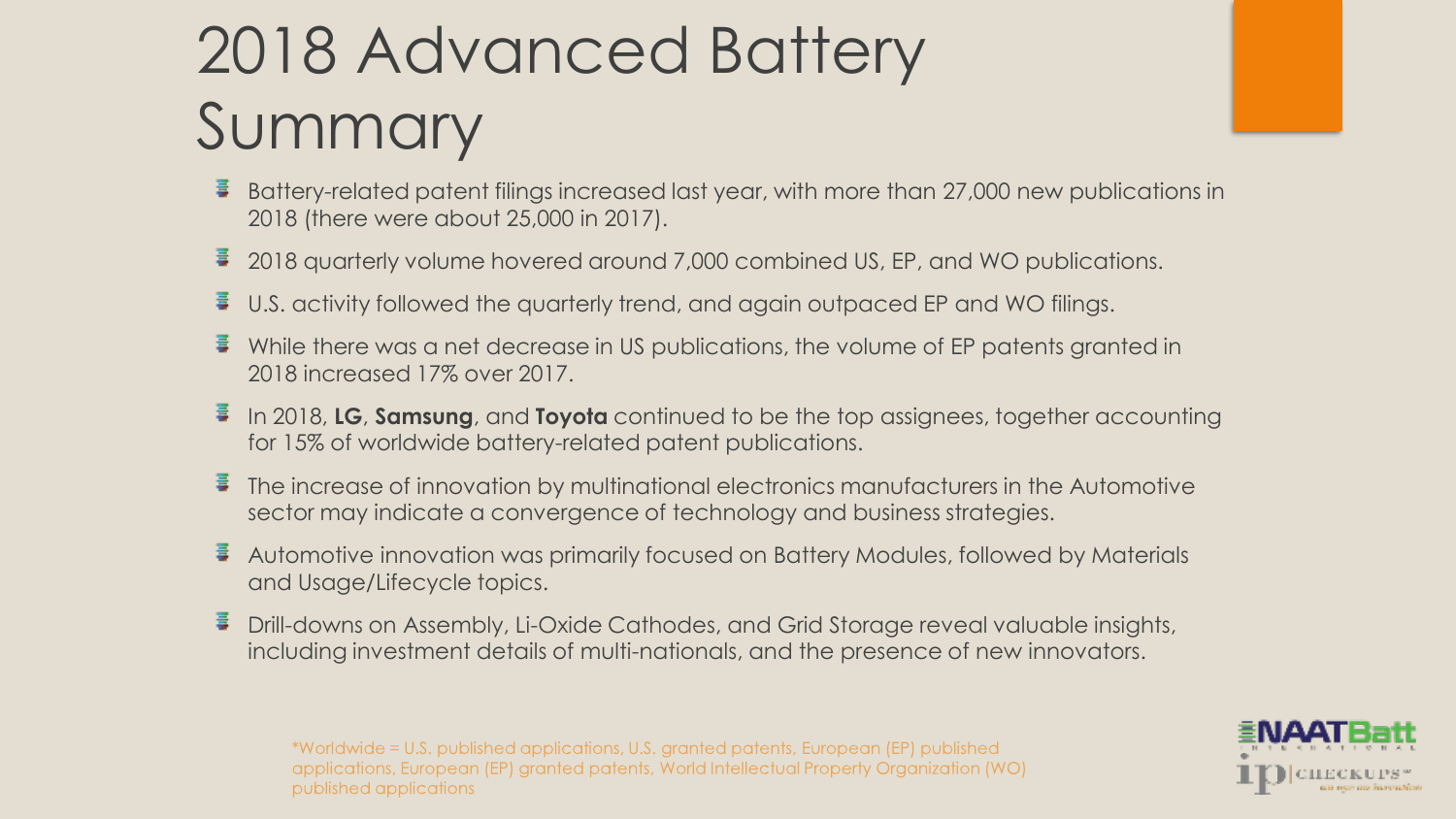# 2018 Advanced Battery Summary

- Battery-related patent filings increased last year, with more than 27,000 new publications in 2018 (there were about 25,000 in 2017).
- 2018 quarterly volume hovered around 7,000 combined US, EP, and WO publications.
- U.S. activity followed the quarterly trend, and again outpaced EP and WO filings.
- While there was a net decrease in US publications, the volume of EP patents granted in 2018 increased 17% over 2017.
- In 2018, **LG**, **Samsung**, and **Toyota** continued to be the top assignees, together accounting for 15% of worldwide battery-related patent publications.
- The increase of innovation by multinational electronics manufacturers in the Automotive sector may indicate a convergence of technology and business strategies.
- Automotive innovation was primarily focused on Battery Modules, followed by Materials and Usage/Lifecycle topics.
- Drill-downs on Assembly, Li-Oxide Cathodes, and Grid Storage reveal valuable insights, including investment details of multi-nationals, and the presence of new innovators.

*Worldwide = U.S. published applications, U.S. granted patents, European (EP) published applications, European (EP) granted patents, World Intellectual Property Organization (WO) published applications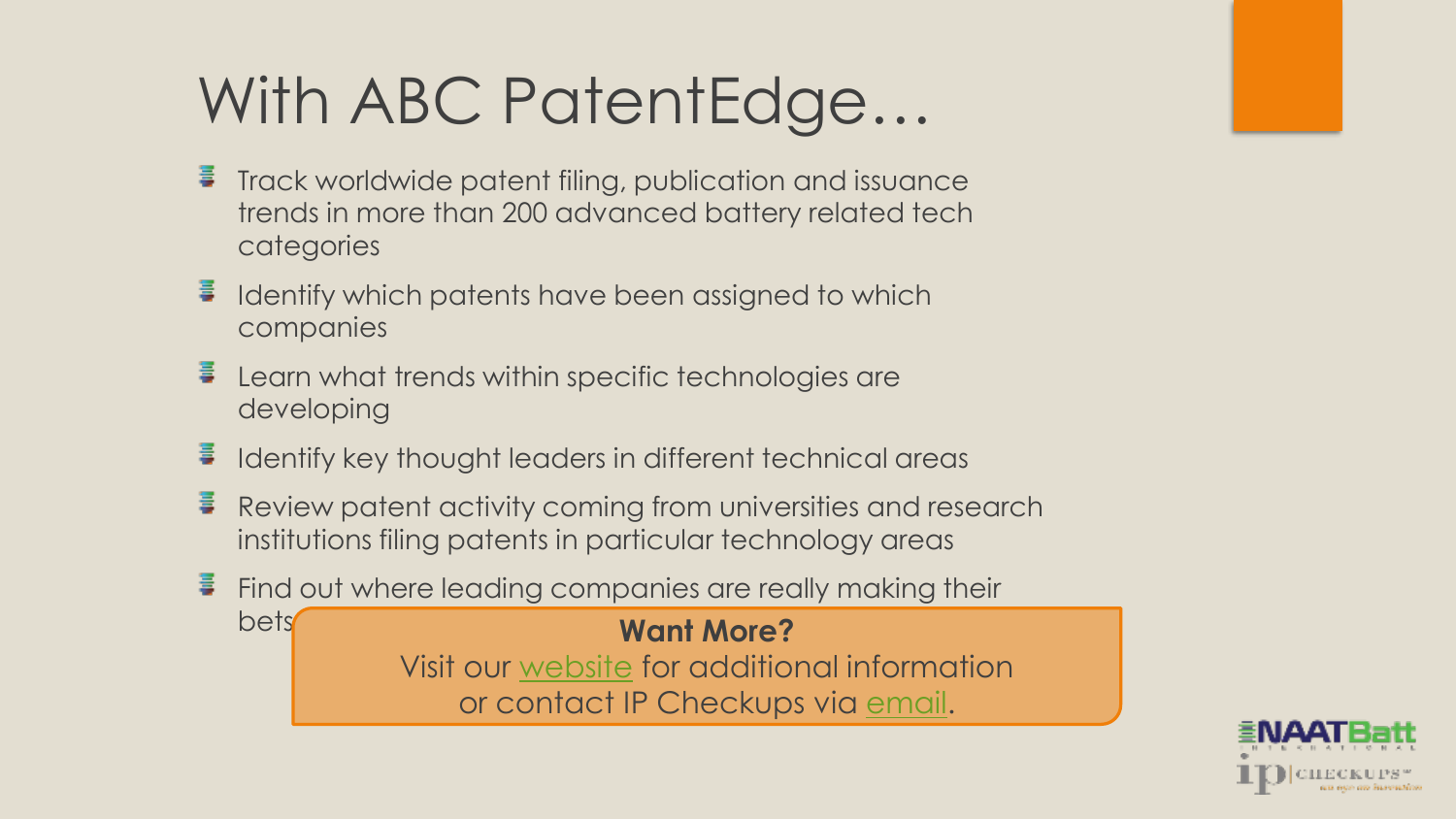# With ABC PatentEdge…

- Track worldwide patent filing, publication and issuance trends in more than 200 advanced battery related tech categories
- Identify which patents have been assigned to which companies
- Learn what trends within specific technologies are developing
- Identify key thought leaders in different technical areas
- Review patent activity coming from universities and research institutions filing patents in particular technology areas
- Find out where leading companies are really making their bets

**Want More?**
Visit our website for additional information or contact IP Checkups via email.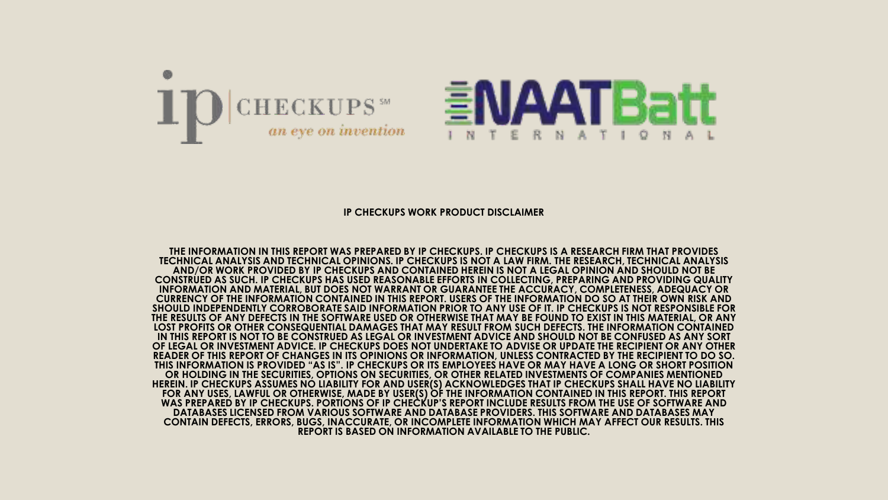ip CHECKUPS℠ *an eye on invention*

NAATBatt INTERNATIONAL

**IP CHECKUPS WORK PRODUCT DISCLAIMER**

**THE INFORMATION IN THIS REPORT WAS PREPARED BY IP CHECKUPS. IP CHECKUPS IS A RESEARCH FIRM THAT PROVIDES TECHNICAL ANALYSIS AND TECHNICAL OPINIONS. IP CHECKUPS IS NOT A LAW FIRM. THE RESEARCH, TECHNICAL ANALYSIS AND/OR WORK PROVIDED BY IP CHECKUPS AND CONTAINED HEREIN IS NOT A LEGAL OPINION AND SHOULD NOT BE CONSTRUED AS SUCH. IP CHECKUPS HAS USED REASONABLE EFFORTS IN COLLECTING, PREPARING AND PROVIDING QUALITY INFORMATION AND MATERIAL, BUT DOES NOT WARRANT OR GUARANTEE THE ACCURACY, COMPLETENESS, ADEQUACY OR CURRENCY OF THE INFORMATION CONTAINED IN THIS REPORT. USERS OF THE INFORMATION DO SO AT THEIR OWN RISK AND SHOULD INDEPENDENTLY CORROBORATE SAID INFORMATION PRIOR TO ANY USE OF IT. IP CHECKUPS IS NOT RESPONSIBLE FOR THE RESULTS OF ANY DEFECTS IN THE SOFTWARE USED OR OTHERWISE THAT MAY BE FOUND TO EXIST IN THIS MATERIAL, OR ANY LOST PROFITS OR OTHER CONSEQUENTIAL DAMAGES THAT MAY RESULT FROM SUCH DEFECTS. THE INFORMATION CONTAINED IN THIS REPORT IS NOT TO BE CONSTRUED AS LEGAL OR INVESTMENT ADVICE AND SHOULD NOT BE CONFUSED AS ANY SORT OF LEGAL OR INVESTMENT ADVICE. IP CHECKUPS DOES NOT UNDERTAKE TO ADVISE OR UPDATE THE RECIPIENT OR ANY OTHER READER OF THIS REPORT OF CHANGES IN ITS OPINIONS OR INFORMATION, UNLESS CONTRACTED BY THE RECIPIENT TO DO SO. THIS INFORMATION IS PROVIDED "AS IS". IP CHECKUPS OR ITS EMPLOYEES HAVE OR MAY HAVE A LONG OR SHORT POSITION OR HOLDING IN THE SECURITIES, OPTIONS ON SECURITIES, OR OTHER RELATED INVESTMENTS OF COMPANIES MENTIONED HEREIN. IP CHECKUPS ASSUMES NO LIABILITY FOR AND USER(S) ACKNOWLEDGES THAT IP CHECKUPS SHALL HAVE NO LIABILITY FOR ANY USES, LAWFUL OR OTHERWISE, MADE BY USER(S) OF THE INFORMATION CONTAINED IN THIS REPORT. THIS REPORT WAS PREPARED BY IP CHECKUPS. PORTIONS OF IP CHECKUP'S REPORT INCLUDE RESULTS FROM THE USE OF SOFTWARE AND DATABASES LICENSED FROM VARIOUS SOFTWARE AND DATABASE PROVIDERS. THIS SOFTWARE AND DATABASES MAY CONTAIN DEFECTS, ERRORS, BUGS, INACCURATE, OR INCOMPLETE INFORMATION WHICH MAY AFFECT OUR RESULTS. THIS REPORT IS BASED ON INFORMATION AVAILABLE TO THE PUBLIC.**